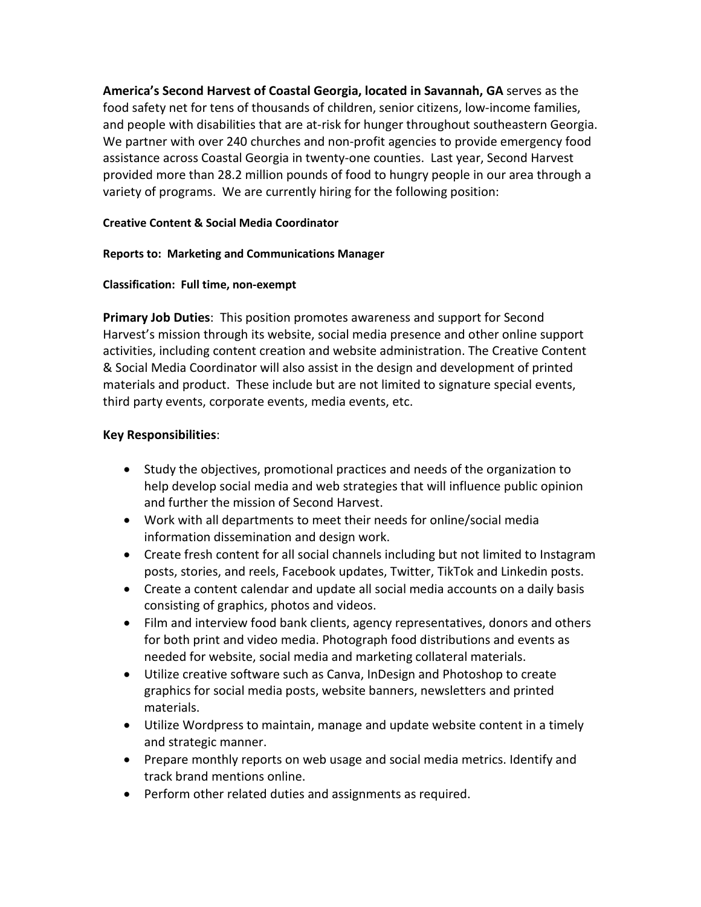**America's Second Harvest of Coastal Georgia, located in Savannah, GA** serves as the food safety net for tens of thousands of children, senior citizens, low-income families, and people with disabilities that are at-risk for hunger throughout southeastern Georgia. We partner with over 240 churches and non-profit agencies to provide emergency food assistance across Coastal Georgia in twenty-one counties. Last year, Second Harvest provided more than 28.2 million pounds of food to hungry people in our area through a variety of programs. We are currently hiring for the following position:

**Creative Content & Social Media Coordinator**

**Reports to: Marketing and Communications Manager**

**Classification: Full time, non-exempt**

**Primary Job Duties**: This position promotes awareness and support for Second Harvest's mission through its website, social media presence and other online support activities, including content creation and website administration. The Creative Content & Social Media Coordinator will also assist in the design and development of printed materials and product. These include but are not limited to signature special events, third party events, corporate events, media events, etc.

**Key Responsibilities**:

- Study the objectives, promotional practices and needs of the organization to help develop social media and web strategies that will influence public opinion and further the mission of Second Harvest.
- Work with all departments to meet their needs for online/social media information dissemination and design work.
- Create fresh content for all social channels including but not limited to Instagram posts, stories, and reels, Facebook updates, Twitter, TikTok and Linkedin posts.
- Create a content calendar and update all social media accounts on a daily basis consisting of graphics, photos and videos.
- Film and interview food bank clients, agency representatives, donors and others for both print and video media. Photograph food distributions and events as needed for website, social media and marketing collateral materials.
- Utilize creative software such as Canva, InDesign and Photoshop to create graphics for social media posts, website banners, newsletters and printed materials.
- Utilize Wordpress to maintain, manage and update website content in a timely and strategic manner.
- Prepare monthly reports on web usage and social media metrics. Identify and track brand mentions online.
- Perform other related duties and assignments as required.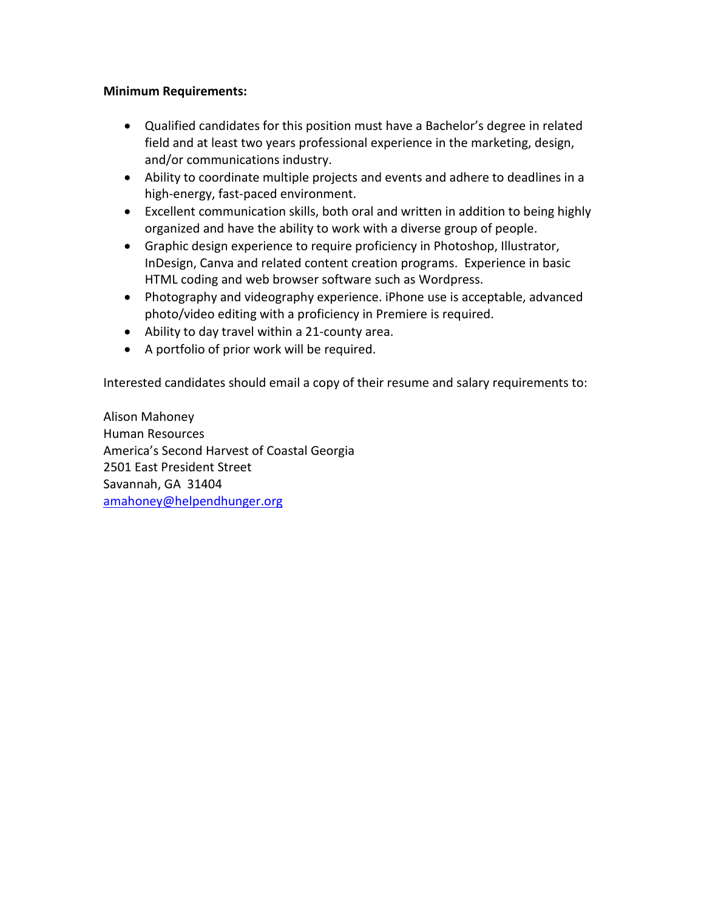**Minimum Requirements:**

- Qualified candidates for this position must have a Bachelor's degree in related field and at least two years professional experience in the marketing, design, and/or communications industry.
- Ability to coordinate multiple projects and events and adhere to deadlines in a high-energy, fast-paced environment.
- Excellent communication skills, both oral and written in addition to being highly organized and have the ability to work with a diverse group of people.
- Graphic design experience to require proficiency in Photoshop, Illustrator, InDesign, Canva and related content creation programs. Experience in basic HTML coding and web browser software such as Wordpress.
- Photography and videography experience. iPhone use is acceptable, advanced photo/video editing with a proficiency in Premiere is required.
- Ability to day travel within a 21-county area.
- A portfolio of prior work will be required.

Interested candidates should email a copy of their resume and salary requirements to:

Alison Mahoney
Human Resources
America's Second Harvest of Coastal Georgia
2501 East President Street
Savannah, GA 31404
amahoney@helpendhunger.org